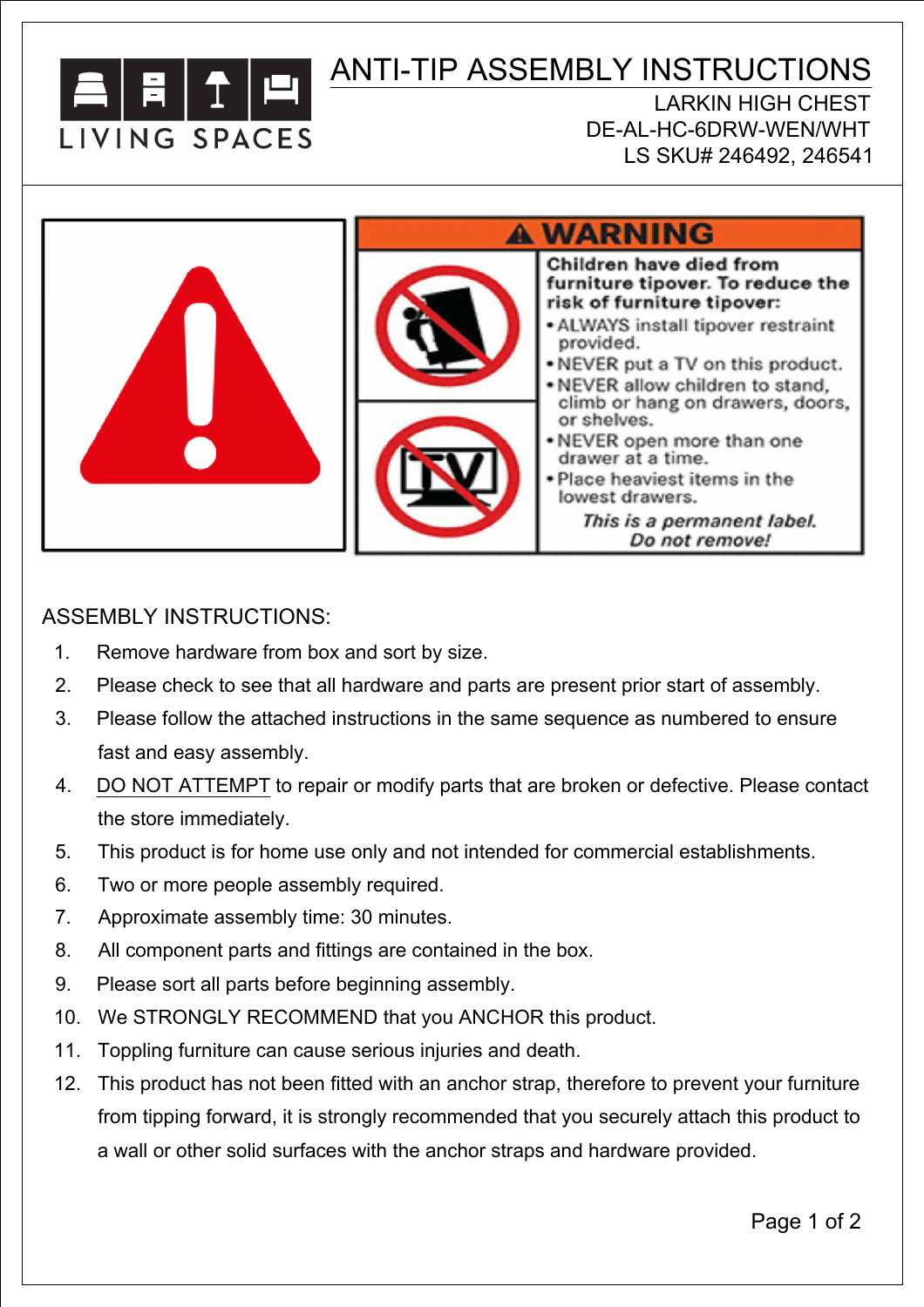LIVING SPACES

# ANTI-TIP ASSEMBLY INSTRUCTIONS

LARKIN HIGH CHEST
DE-AL-HC-6DRW-WEN/WHT
LS SKU# 246492, 246541

## ⚠ WARNING

**Children have died from furniture tipover. To reduce the risk of furniture tipover:**

- ALWAYS install tipover restraint provided.
- NEVER put a TV on this product.
- NEVER allow children to stand, climb or hang on drawers, doors, or shelves.
- NEVER open more than one drawer at a time.
- Place heaviest items in the lowest drawers.

***This is a permanent label. Do not remove!***

ASSEMBLY INSTRUCTIONS:

1. Remove hardware from box and sort by size.
2. Please check to see that all hardware and parts are present prior start of assembly.
3. Please follow the attached instructions in the same sequence as numbered to ensure fast and easy assembly.
4. DO NOT ATTEMPT to repair or modify parts that are broken or defective. Please contact the store immediately.
5. This product is for home use only and not intended for commercial establishments.
6. Two or more people assembly required.
7. Approximate assembly time: 30 minutes.
8. All component parts and fittings are contained in the box.
9. Please sort all parts before beginning assembly.
10. We STRONGLY RECOMMEND that you ANCHOR this product.
11. Toppling furniture can cause serious injuries and death.
12. This product has not been fitted with an anchor strap, therefore to prevent your furniture from tipping forward, it is strongly recommended that you securely attach this product to a wall or other solid surfaces with the anchor straps and hardware provided.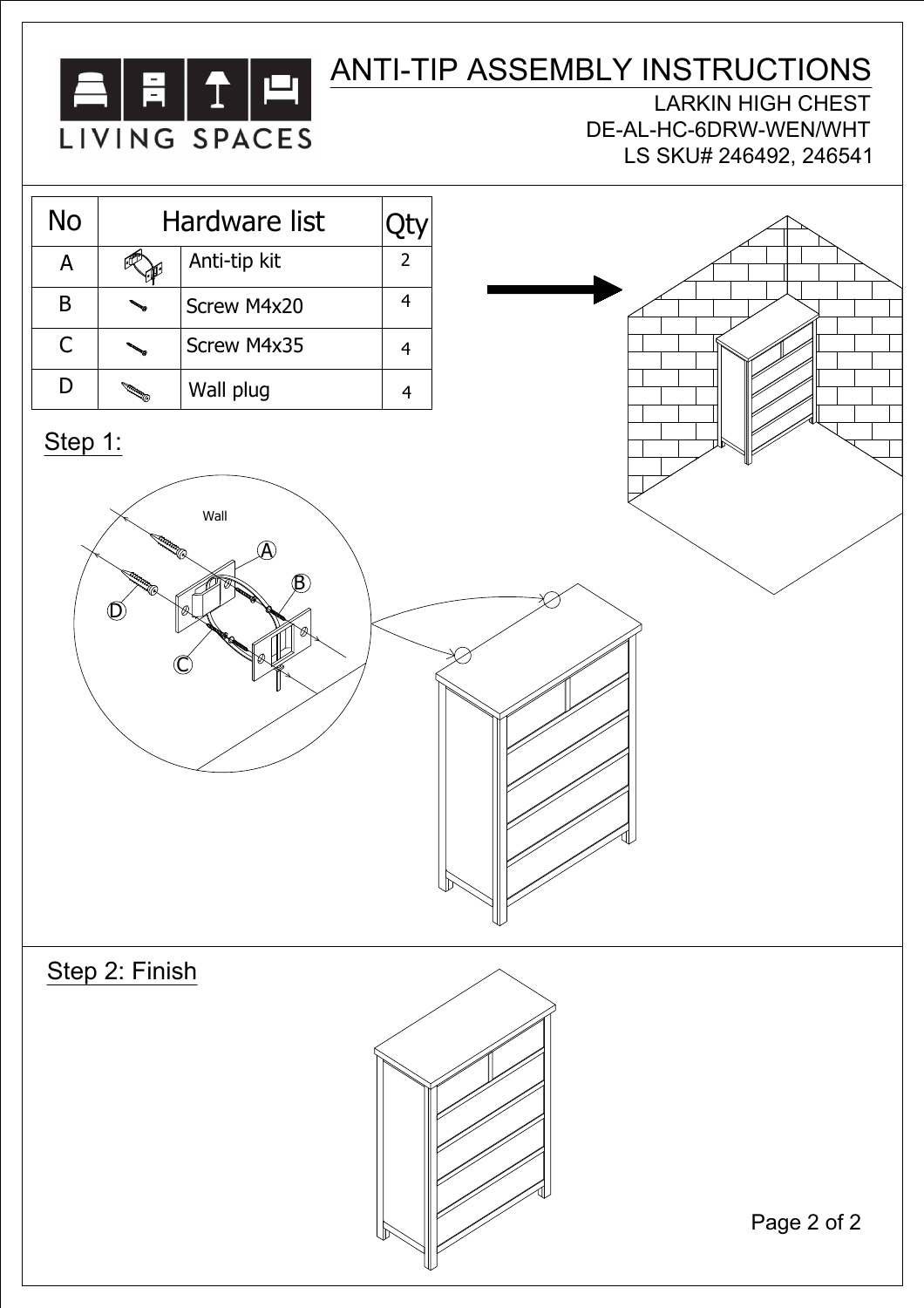LIVING SPACES

# ANTI-TIP ASSEMBLY INSTRUCTIONS

LARKIN HIGH CHEST
DE-AL-HC-6DRW-WEN/WHT
LS SKU# 246492, 246541

| No | Hardware list | Qty |
| --- | --- | --- |
| A | Anti-tip kit | 2 |
| B | Screw M4x20 | 4 |
| C | Screw M4x35 | 4 |
| D | Wall plug | 4 |

## Step 1:

Wall

A

B

C

D

## Step 2: Finish